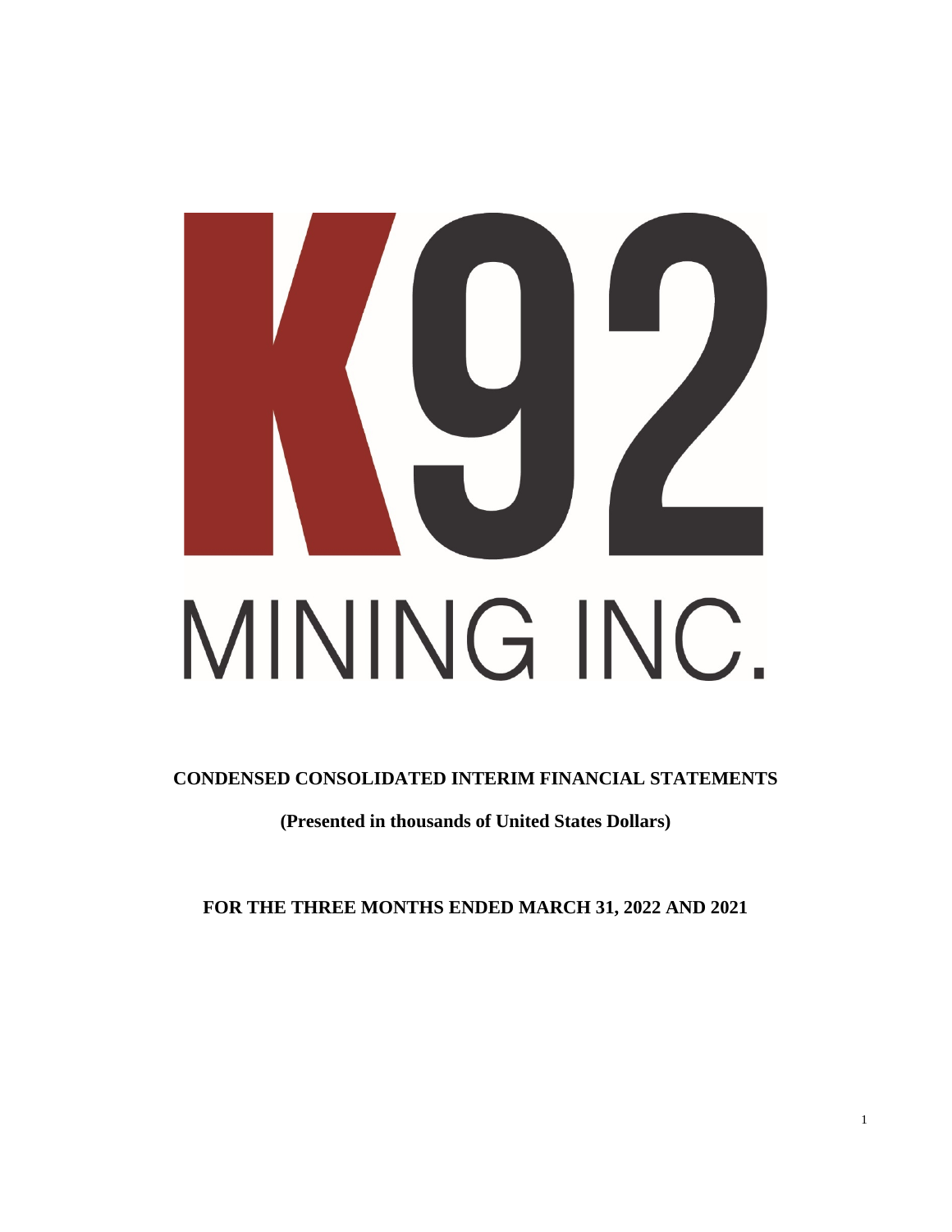K92

MINING INC.

**CONDENSED CONSOLIDATED INTERIM FINANCIAL STATEMENTS**

**(Presented in thousands of United States Dollars)**

**FOR THE THREE MONTHS ENDED MARCH 31, 2022 AND 2021**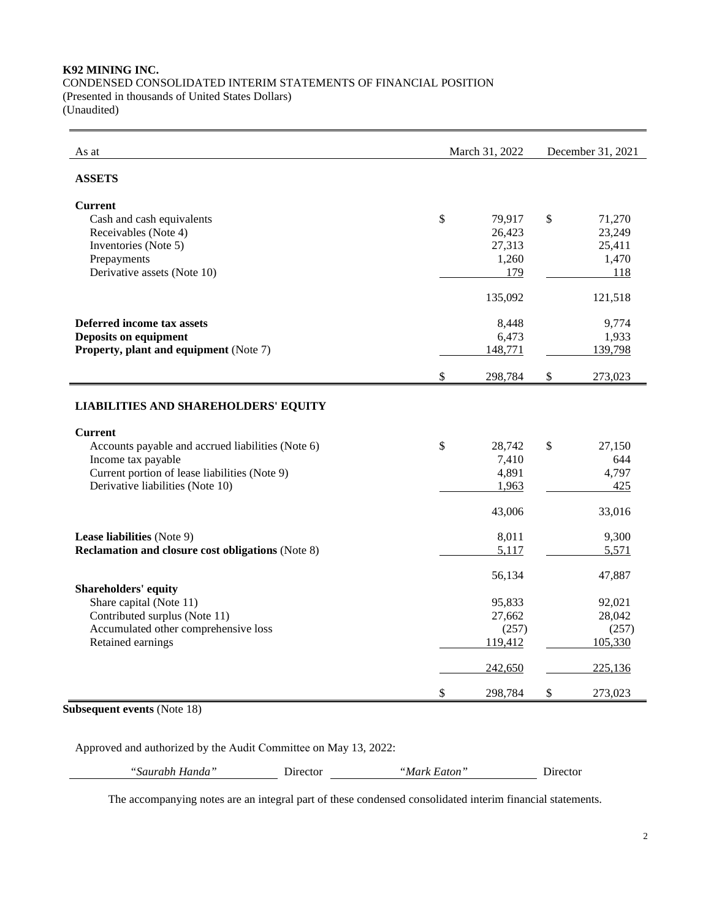**K92 MINING INC.**
CONDENSED CONSOLIDATED INTERIM STATEMENTS OF FINANCIAL POSITION
(Presented in thousands of United States Dollars)
(Unaudited)

| As at | March 31, 2022 | December 31, 2021 |
|---|---|---|
| **ASSETS** | | |
| **Current** | | |
| Cash and cash equivalents | $ 79,917 | $ 71,270 |
| Receivables (Note 4) | 26,423 | 23,249 |
| Inventories (Note 5) | 27,313 | 25,411 |
| Prepayments | 1,260 | 1,470 |
| Derivative assets (Note 10) | 179 | 118 |
| | 135,092 | 121,518 |
| **Deferred income tax assets** | 8,448 | 9,774 |
| **Deposits on equipment** | 6,473 | 1,933 |
| **Property, plant and equipment** (Note 7) | 148,771 | 139,798 |
| | $ 298,784 | $ 273,023 |
| **LIABILITIES AND SHAREHOLDERS' EQUITY** | | |
| **Current** | | |
| Accounts payable and accrued liabilities (Note 6) | $ 28,742 | $ 27,150 |
| Income tax payable | 7,410 | 644 |
| Current portion of lease liabilities (Note 9) | 4,891 | 4,797 |
| Derivative liabilities (Note 10) | 1,963 | 425 |
| | 43,006 | 33,016 |
| **Lease liabilities** (Note 9) | 8,011 | 9,300 |
| **Reclamation and closure cost obligations** (Note 8) | 5,117 | 5,571 |
| | 56,134 | 47,887 |
| **Shareholders' equity** | | |
| Share capital (Note 11) | 95,833 | 92,021 |
| Contributed surplus (Note 11) | 27,662 | 28,042 |
| Accumulated other comprehensive loss | (257) | (257) |
| Retained earnings | 119,412 | 105,330 |
| | 242,650 | 225,136 |
| | $ 298,784 | $ 273,023 |

**Subsequent events** (Note 18)

Approved and authorized by the Audit Committee on May 13, 2022:

*"Saurabh Handa"* Director *"Mark Eaton"* Director

The accompanying notes are an integral part of these condensed consolidated interim financial statements.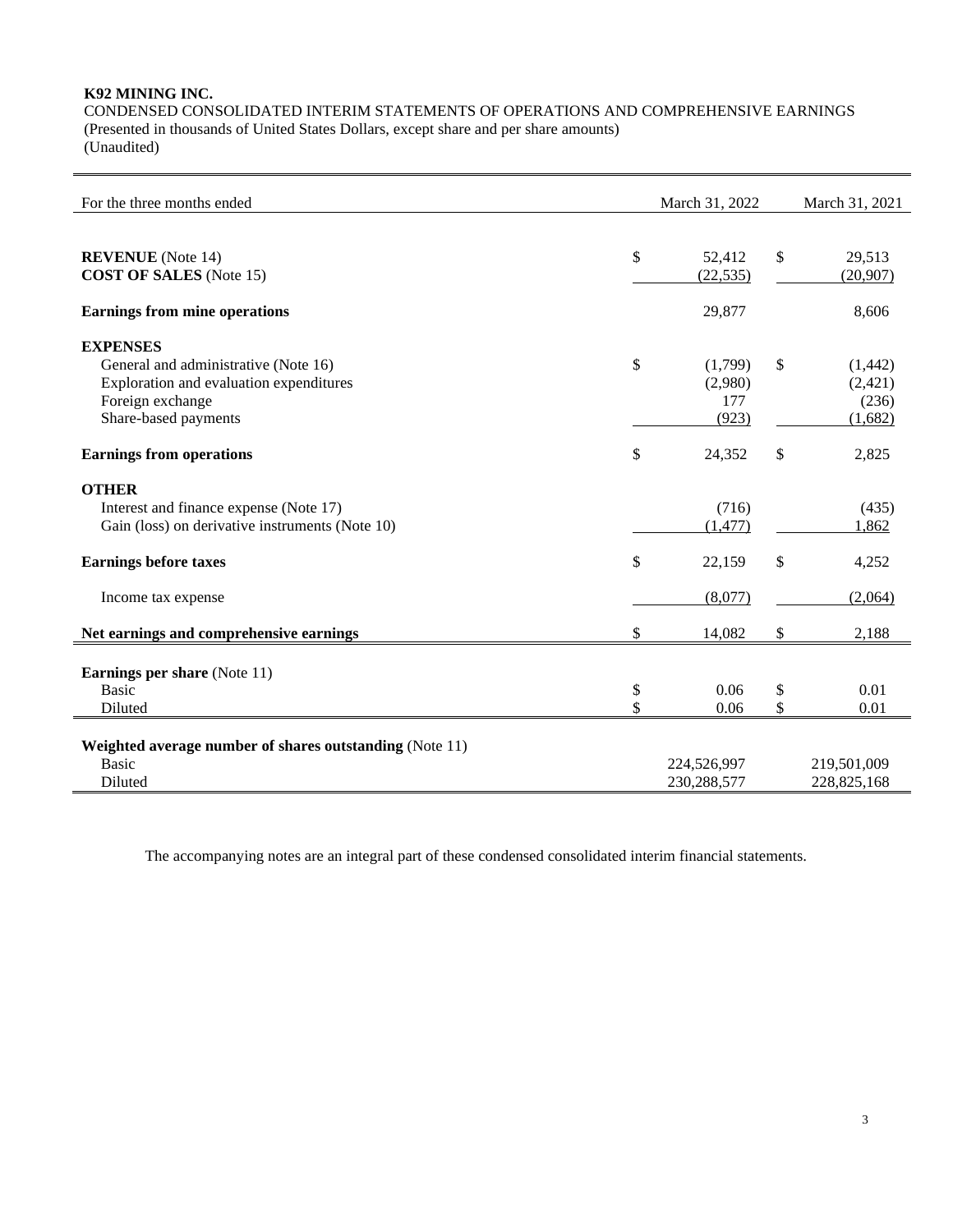**K92 MINING INC.**

CONDENSED CONSOLIDATED INTERIM STATEMENTS OF OPERATIONS AND COMPREHENSIVE EARNINGS
(Presented in thousands of United States Dollars, except share and per share amounts)
(Unaudited)

| For the three months ended | | March 31, 2022 | | March 31, 2021 |
|---|---|---|---|---|
| **REVENUE** (Note 14) | $ | 52,412 | $ | 29,513 |
| **COST OF SALES** (Note 15) | | (22,535) | | (20,907) |
| **Earnings from mine operations** | | 29,877 | | 8,606 |
| **EXPENSES** | | | | |
| General and administrative (Note 16) | $ | (1,799) | $ | (1,442) |
| Exploration and evaluation expenditures | | (2,980) | | (2,421) |
| Foreign exchange | | 177 | | (236) |
| Share-based payments | | (923) | | (1,682) |
| **Earnings from operations** | $ | 24,352 | $ | 2,825 |
| **OTHER** | | | | |
| Interest and finance expense (Note 17) | | (716) | | (435) |
| Gain (loss) on derivative instruments (Note 10) | | (1,477) | | 1,862 |
| **Earnings before taxes** | $ | 22,159 | $ | 4,252 |
| Income tax expense | | (8,077) | | (2,064) |
| **Net earnings and comprehensive earnings** | $ | 14,082 | $ | 2,188 |
| **Earnings per share** (Note 11) | | | | |
| Basic | $ | 0.06 | $ | 0.01 |
| Diluted | $ | 0.06 | $ | 0.01 |
| **Weighted average number of shares outstanding** (Note 11) | | | | |
| Basic | | 224,526,997 | | 219,501,009 |
| Diluted | | 230,288,577 | | 228,825,168 |

The accompanying notes are an integral part of these condensed consolidated interim financial statements.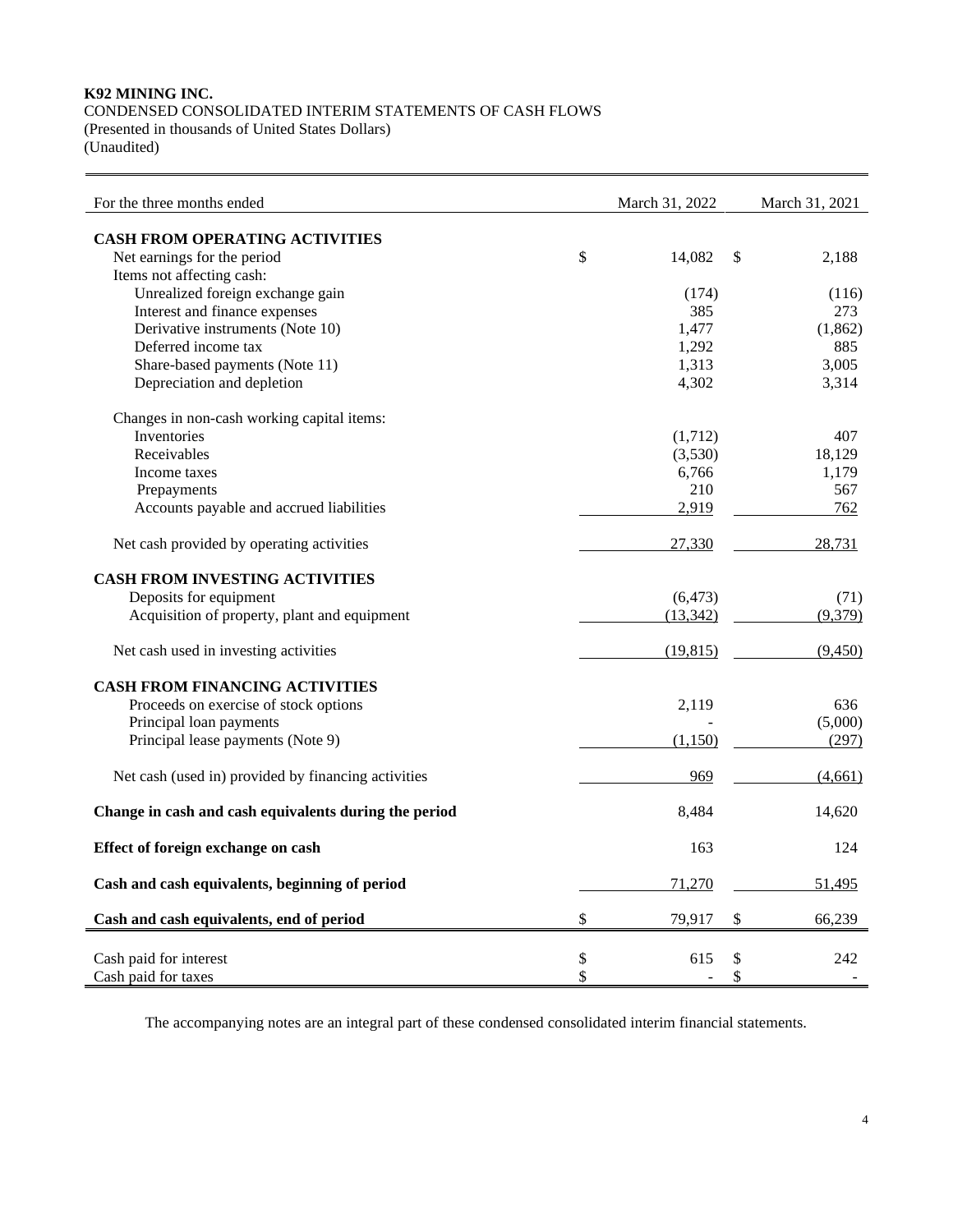**K92 MINING INC.**
CONDENSED CONSOLIDATED INTERIM STATEMENTS OF CASH FLOWS
(Presented in thousands of United States Dollars)
(Unaudited)

| For the three months ended | March 31, 2022 | March 31, 2021 |
|---|---|---|
| **CASH FROM OPERATING ACTIVITIES** | | |
| Net earnings for the period | $ 14,082 | $ 2,188 |
| Items not affecting cash: | | |
| Unrealized foreign exchange gain | (174) | (116) |
| Interest and finance expenses | 385 | 273 |
| Derivative instruments (Note 10) | 1,477 | (1,862) |
| Deferred income tax | 1,292 | 885 |
| Share-based payments (Note 11) | 1,313 | 3,005 |
| Depreciation and depletion | 4,302 | 3,314 |
| Changes in non-cash working capital items: | | |
| Inventories | (1,712) | 407 |
| Receivables | (3,530) | 18,129 |
| Income taxes | 6,766 | 1,179 |
| Prepayments | 210 | 567 |
| Accounts payable and accrued liabilities | 2,919 | 762 |
| Net cash provided by operating activities | 27,330 | 28,731 |
| **CASH FROM INVESTING ACTIVITIES** | | |
| Deposits for equipment | (6,473) | (71) |
| Acquisition of property, plant and equipment | (13,342) | (9,379) |
| Net cash used in investing activities | (19,815) | (9,450) |
| **CASH FROM FINANCING ACTIVITIES** | | |
| Proceeds on exercise of stock options | 2,119 | 636 |
| Principal loan payments | - | (5,000) |
| Principal lease payments (Note 9) | (1,150) | (297) |
| Net cash (used in) provided by financing activities | 969 | (4,661) |
| **Change in cash and cash equivalents during the period** | 8,484 | 14,620 |
| **Effect of foreign exchange on cash** | 163 | 124 |
| **Cash and cash equivalents, beginning of period** | 71,270 | 51,495 |
| **Cash and cash equivalents, end of period** | $ 79,917 | $ 66,239 |
| Cash paid for interest | $ 615 | $ 242 |
| Cash paid for taxes | $ - | $ - |

The accompanying notes are an integral part of these condensed consolidated interim financial statements.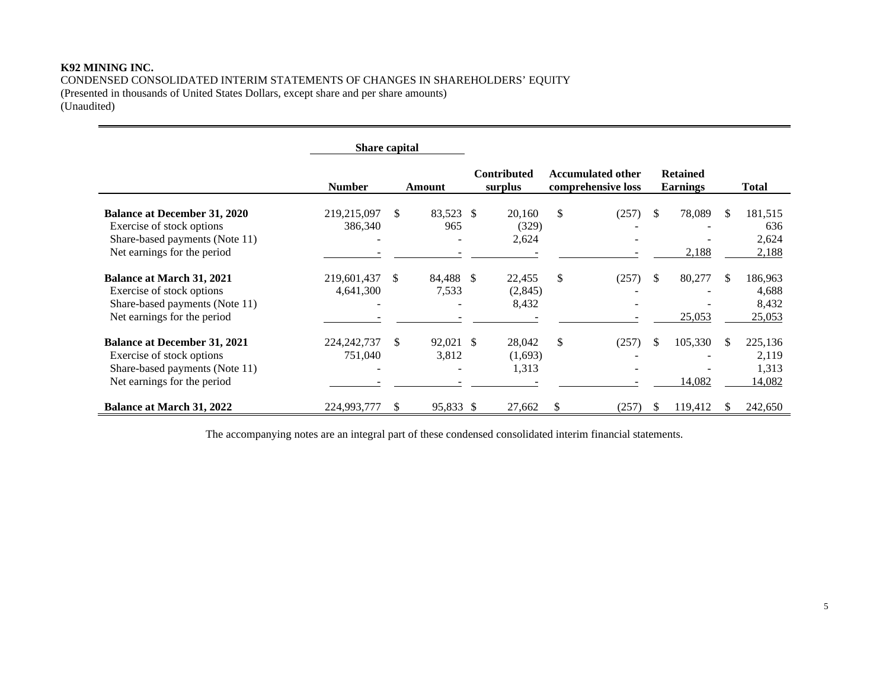**K92 MINING INC.**
CONDENSED CONSOLIDATED INTERIM STATEMENTS OF CHANGES IN SHAREHOLDERS' EQUITY
(Presented in thousands of United States Dollars, except share and per share amounts)
(Unaudited)

| | Share capital | | | | | |
|---|---|---|---|---|---|---|
| | **Number** | **Amount** | **Contributed surplus** | **Accumulated other comprehensive loss** | **Retained Earnings** | **Total** |
| **Balance at December 31, 2020** | 219,215,097 | $ 83,523 | $ 20,160 | $ (257) | $ 78,089 | $ 181,515 |
| Exercise of stock options | 386,340 | 965 | (329) | - | - | 636 |
| Share-based payments (Note 11) | - | - | 2,624 | - | - | 2,624 |
| Net earnings for the period | - | - | - | - | 2,188 | 2,188 |
| **Balance at March 31, 2021** | 219,601,437 | $ 84,488 | $ 22,455 | $ (257) | $ 80,277 | $ 186,963 |
| Exercise of stock options | 4,641,300 | 7,533 | (2,845) | - | - | 4,688 |
| Share-based payments (Note 11) | - | - | 8,432 | - | - | 8,432 |
| Net earnings for the period | - | - | - | - | 25,053 | 25,053 |
| **Balance at December 31, 2021** | 224,242,737 | $ 92,021 | $ 28,042 | $ (257) | $ 105,330 | $ 225,136 |
| Exercise of stock options | 751,040 | 3,812 | (1,693) | - | - | 2,119 |
| Share-based payments (Note 11) | - | - | 1,313 | - | - | 1,313 |
| Net earnings for the period | - | - | - | - | 14,082 | 14,082 |
| **Balance at March 31, 2022** | 224,993,777 | $ 95,833 | $ 27,662 | $ (257) | $ 119,412 | $ 242,650 |

The accompanying notes are an integral part of these condensed consolidated interim financial statements.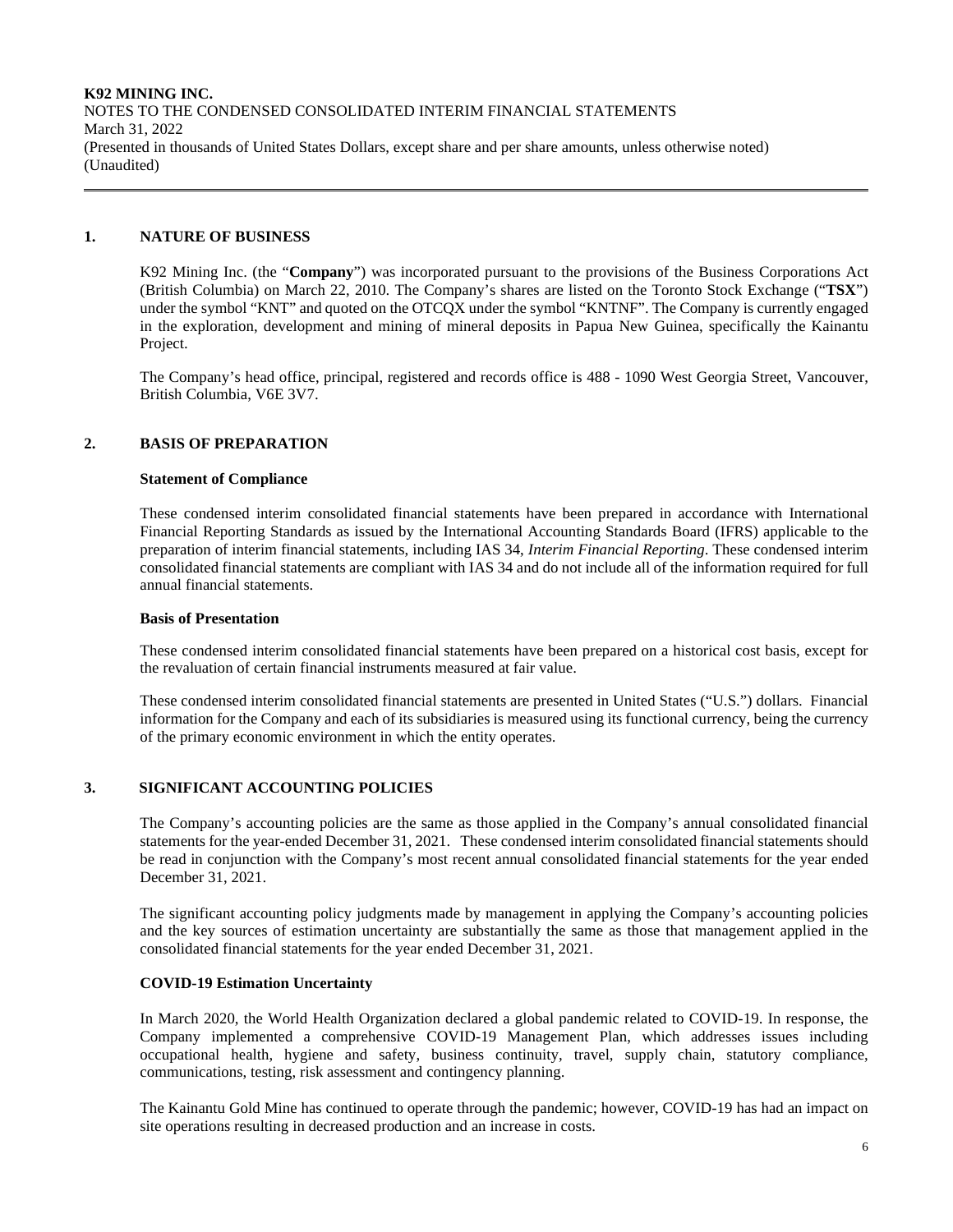## 1. NATURE OF BUSINESS

K92 Mining Inc. (the "**Company**") was incorporated pursuant to the provisions of the Business Corporations Act (British Columbia) on March 22, 2010. The Company's shares are listed on the Toronto Stock Exchange ("**TSX**") under the symbol "KNT" and quoted on the OTCQX under the symbol "KNTNF". The Company is currently engaged in the exploration, development and mining of mineral deposits in Papua New Guinea, specifically the Kainantu Project.

The Company's head office, principal, registered and records office is 488 - 1090 West Georgia Street, Vancouver, British Columbia, V6E 3V7.

## 2. BASIS OF PREPARATION

### Statement of Compliance

These condensed interim consolidated financial statements have been prepared in accordance with International Financial Reporting Standards as issued by the International Accounting Standards Board (IFRS) applicable to the preparation of interim financial statements, including IAS 34, *Interim Financial Reporting*. These condensed interim consolidated financial statements are compliant with IAS 34 and do not include all of the information required for full annual financial statements.

### Basis of Presentation

These condensed interim consolidated financial statements have been prepared on a historical cost basis, except for the revaluation of certain financial instruments measured at fair value.

These condensed interim consolidated financial statements are presented in United States ("U.S.") dollars. Financial information for the Company and each of its subsidiaries is measured using its functional currency, being the currency of the primary economic environment in which the entity operates.

## 3. SIGNIFICANT ACCOUNTING POLICIES

The Company's accounting policies are the same as those applied in the Company's annual consolidated financial statements for the year-ended December 31, 2021. These condensed interim consolidated financial statements should be read in conjunction with the Company's most recent annual consolidated financial statements for the year ended December 31, 2021.

The significant accounting policy judgments made by management in applying the Company's accounting policies and the key sources of estimation uncertainty are substantially the same as those that management applied in the consolidated financial statements for the year ended December 31, 2021.

### COVID-19 Estimation Uncertainty

In March 2020, the World Health Organization declared a global pandemic related to COVID-19. In response, the Company implemented a comprehensive COVID-19 Management Plan, which addresses issues including occupational health, hygiene and safety, business continuity, travel, supply chain, statutory compliance, communications, testing, risk assessment and contingency planning.

The Kainantu Gold Mine has continued to operate through the pandemic; however, COVID-19 has had an impact on site operations resulting in decreased production and an increase in costs.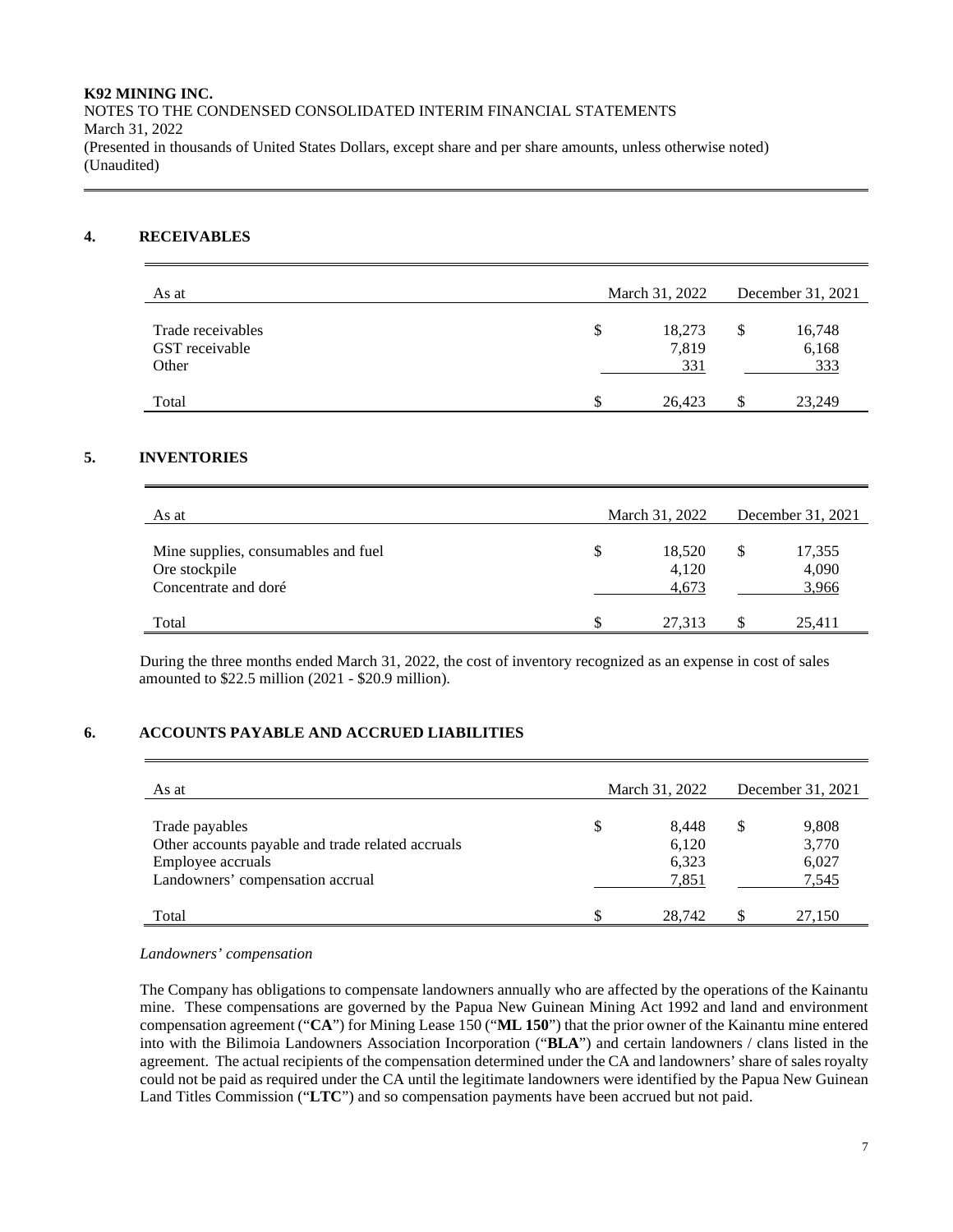**K92 MINING INC.**
NOTES TO THE CONDENSED CONSOLIDATED INTERIM FINANCIAL STATEMENTS
March 31, 2022
(Presented in thousands of United States Dollars, except share and per share amounts, unless otherwise noted)
(Unaudited)

## 4. RECEIVABLES

| As at | March 31, 2022 | December 31, 2021 |
|---|---|---|
| Trade receivables | $ 18,273 | $ 16,748 |
| GST receivable | 7,819 | 6,168 |
| Other | 331 | 333 |
| Total | $ 26,423 | $ 23,249 |

## 5. INVENTORIES

| As at | March 31, 2022 | December 31, 2021 |
|---|---|---|
| Mine supplies, consumables and fuel | $ 18,520 | $ 17,355 |
| Ore stockpile | 4,120 | 4,090 |
| Concentrate and doré | 4,673 | 3,966 |
| Total | $ 27,313 | $ 25,411 |

During the three months ended March 31, 2022, the cost of inventory recognized as an expense in cost of sales amounted to $22.5 million (2021 - $20.9 million).

## 6. ACCOUNTS PAYABLE AND ACCRUED LIABILITIES

| As at | March 31, 2022 | December 31, 2021 |
|---|---|---|
| Trade payables | $ 8,448 | $ 9,808 |
| Other accounts payable and trade related accruals | 6,120 | 3,770 |
| Employee accruals | 6,323 | 6,027 |
| Landowners' compensation accrual | 7,851 | 7,545 |
| Total | $ 28,742 | $ 27,150 |

*Landowners' compensation*

The Company has obligations to compensate landowners annually who are affected by the operations of the Kainantu mine. These compensations are governed by the Papua New Guinean Mining Act 1992 and land and environment compensation agreement ("**CA**") for Mining Lease 150 ("**ML 150**") that the prior owner of the Kainantu mine entered into with the Bilimoia Landowners Association Incorporation ("**BLA**") and certain landowners / clans listed in the agreement. The actual recipients of the compensation determined under the CA and landowners' share of sales royalty could not be paid as required under the CA until the legitimate landowners were identified by the Papua New Guinean Land Titles Commission ("**LTC**") and so compensation payments have been accrued but not paid.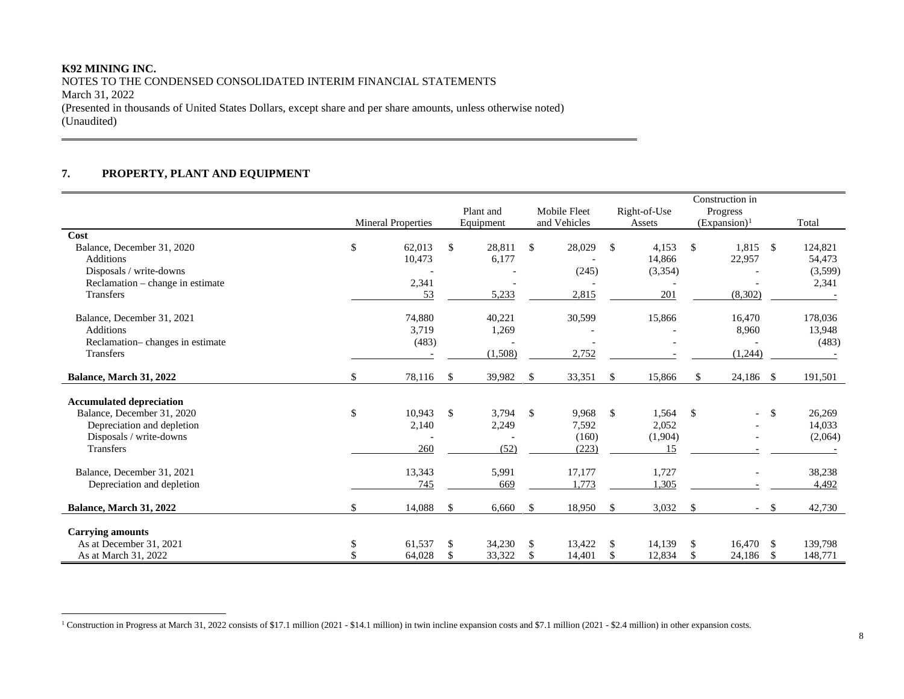**K92 MINING INC.**
NOTES TO THE CONDENSED CONSOLIDATED INTERIM FINANCIAL STATEMENTS
March 31, 2022
(Presented in thousands of United States Dollars, except share and per share amounts, unless otherwise noted)
(Unaudited)

## 7. PROPERTY, PLANT AND EQUIPMENT

| | Mineral Properties | Plant and Equipment | Mobile Fleet and Vehicles | Right-of-Use Assets | Construction in Progress (Expansion)[1] | Total |
|---|---|---|---|---|---|---|
| **Cost** | | | | | | |
| Balance, December 31, 2020 | $ 62,013 | $ 28,811 | $ 28,029 | $ 4,153 | $ 1,815 | $ 124,821 |
| Additions | 10,473 | 6,177 | - | 14,866 | 22,957 | 54,473 |
| Disposals / write-downs | - | - | (245) | (3,354) | - | (3,599) |
| Reclamation – change in estimate | 2,341 | - | - | - | - | 2,341 |
| Transfers | 53 | 5,233 | 2,815 | 201 | (8,302) | - |
| Balance, December 31, 2021 | 74,880 | 40,221 | 30,599 | 15,866 | 16,470 | 178,036 |
| Additions | 3,719 | 1,269 | - | - | 8,960 | 13,948 |
| Reclamation– changes in estimate | (483) | - | - | - | - | (483) |
| Transfers | - | (1,508) | 2,752 | - | (1,244) | - |
| **Balance, March 31, 2022** | $ 78,116 | $ 39,982 | $ 33,351 | $ 15,866 | $ 24,186 | $ 191,501 |
| **Accumulated depreciation** | | | | | | |
| Balance, December 31, 2020 | $ 10,943 | $ 3,794 | $ 9,968 | $ 1,564 | $ - | $ 26,269 |
| Depreciation and depletion | 2,140 | 2,249 | 7,592 | 2,052 | - | 14,033 |
| Disposals / write-downs | - | - | (160) | (1,904) | - | (2,064) |
| Transfers | 260 | (52) | (223) | 15 | - | - |
| Balance, December 31, 2021 | 13,343 | 5,991 | 17,177 | 1,727 | - | 38,238 |
| Depreciation and depletion | 745 | 669 | 1,773 | 1,305 | - | 4,492 |
| **Balance, March 31, 2022** | $ 14,088 | $ 6,660 | $ 18,950 | $ 3,032 | $ - | $ 42,730 |
| **Carrying amounts** | | | | | | |
| As at December 31, 2021 | $ 61,537 | $ 34,230 | $ 13,422 | $ 14,139 | $ 16,470 | $ 139,798 |
| As at March 31, 2022 | $ 64,028 | $ 33,322 | $ 14,401 | $ 12,834 | $ 24,186 | $ 148,771 |

[1] Construction in Progress at March 31, 2022 consists of $17.1 million (2021 - $14.1 million) in twin incline expansion costs and $7.1 million (2021 - $2.4 million) in other expansion costs.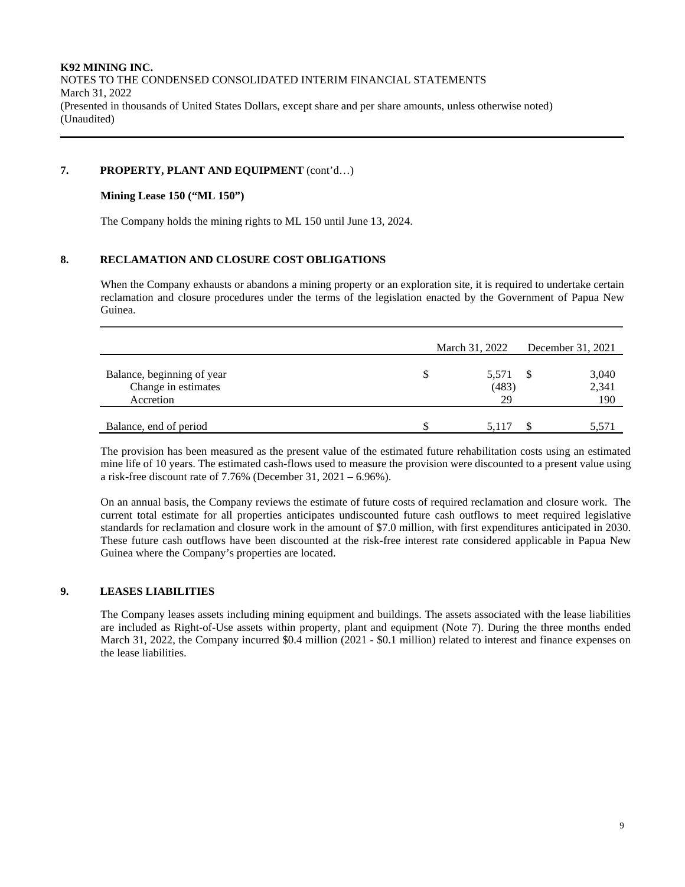**K92 MINING INC.**
NOTES TO THE CONDENSED CONSOLIDATED INTERIM FINANCIAL STATEMENTS
March 31, 2022
(Presented in thousands of United States Dollars, except share and per share amounts, unless otherwise noted)
(Unaudited)

## 7. PROPERTY, PLANT AND EQUIPMENT (cont'd…)

### Mining Lease 150 ("ML 150")

The Company holds the mining rights to ML 150 until June 13, 2024.

## 8. RECLAMATION AND CLOSURE COST OBLIGATIONS

When the Company exhausts or abandons a mining property or an exploration site, it is required to undertake certain reclamation and closure procedures under the terms of the legislation enacted by the Government of Papua New Guinea.

| | March 31, 2022 | December 31, 2021 |
|---|---|---|
| Balance, beginning of year | $ 5,571 | $ 3,040 |
| Change in estimates | (483) | 2,341 |
| Accretion | 29 | 190 |
| Balance, end of period | $ 5,117 | $ 5,571 |

The provision has been measured as the present value of the estimated future rehabilitation costs using an estimated mine life of 10 years. The estimated cash-flows used to measure the provision were discounted to a present value using a risk-free discount rate of 7.76% (December 31, 2021 – 6.96%).

On an annual basis, the Company reviews the estimate of future costs of required reclamation and closure work. The current total estimate for all properties anticipates undiscounted future cash outflows to meet required legislative standards for reclamation and closure work in the amount of $7.0 million, with first expenditures anticipated in 2030. These future cash outflows have been discounted at the risk-free interest rate considered applicable in Papua New Guinea where the Company's properties are located.

## 9. LEASES LIABILITIES

The Company leases assets including mining equipment and buildings. The assets associated with the lease liabilities are included as Right-of-Use assets within property, plant and equipment (Note 7). During the three months ended March 31, 2022, the Company incurred $0.4 million (2021 - $0.1 million) related to interest and finance expenses on the lease liabilities.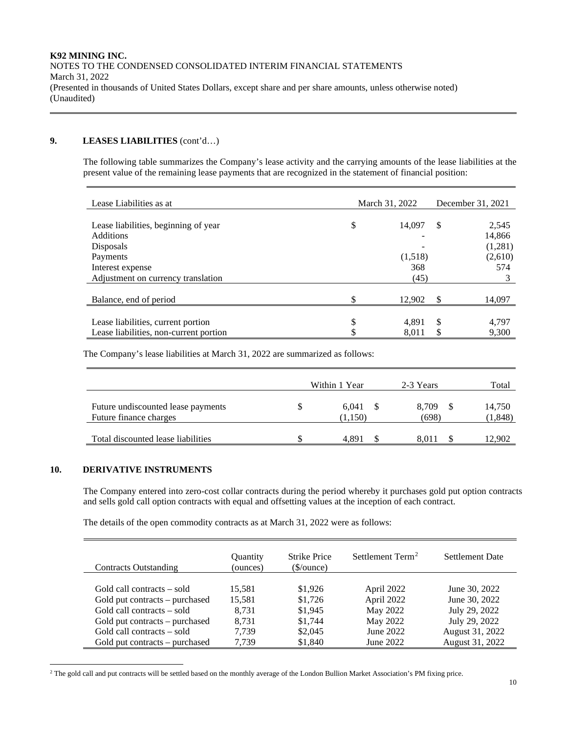## 9. LEASES LIABILITIES (cont'd…)

The following table summarizes the Company's lease activity and the carrying amounts of the lease liabilities at the present value of the remaining lease payments that are recognized in the statement of financial position:

| Lease Liabilities as at | March 31, 2022 | December 31, 2021 |
|---|---|---|
| Lease liabilities, beginning of year | $ 14,097 | $ 2,545 |
| Additions | - | 14,866 |
| Disposals | - | (1,281) |
| Payments | (1,518) | (2,610) |
| Interest expense | 368 | 574 |
| Adjustment on currency translation | (45) | 3 |
| Balance, end of period | $ 12,902 | $ 14,097 |
| Lease liabilities, current portion | $ 4,891 | $ 4,797 |
| Lease liabilities, non-current portion | $ 8,011 | $ 9,300 |

The Company's lease liabilities at March 31, 2022 are summarized as follows:

| | Within 1 Year | 2-3 Years | Total |
|---|---|---|---|
| Future undiscounted lease payments | $ 6,041 | $ 8,709 | $ 14,750 |
| Future finance charges | (1,150) | (698) | (1,848) |
| Total discounted lease liabilities | $ 4,891 | $ 8,011 | $ 12,902 |

## 10. DERIVATIVE INSTRUMENTS

The Company entered into zero-cost collar contracts during the period whereby it purchases gold put option contracts and sells gold call option contracts with equal and offsetting values at the inception of each contract.

The details of the open commodity contracts as at March 31, 2022 were as follows:

| Contracts Outstanding | Quantity (ounces) | Strike Price ($/ounce) | Settlement Term[2] | Settlement Date |
|---|---|---|---|---|
| Gold call contracts – sold | 15,581 | $1,926 | April 2022 | June 30, 2022 |
| Gold put contracts – purchased | 15,581 | $1,726 | April 2022 | June 30, 2022 |
| Gold call contracts – sold | 8,731 | $1,945 | May 2022 | July 29, 2022 |
| Gold put contracts – purchased | 8,731 | $1,744 | May 2022 | July 29, 2022 |
| Gold call contracts – sold | 7,739 | $2,045 | June 2022 | August 31, 2022 |
| Gold put contracts – purchased | 7,739 | $1,840 | June 2022 | August 31, 2022 |

[2] The gold call and put contracts will be settled based on the monthly average of the London Bullion Market Association's PM fixing price.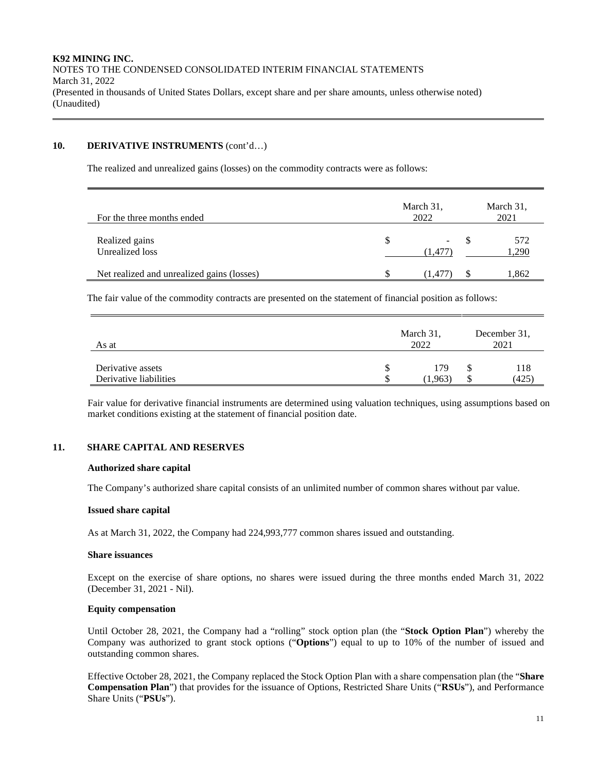## 10. DERIVATIVE INSTRUMENTS (cont'd…)

The realized and unrealized gains (losses) on the commodity contracts were as follows:

| For the three months ended | March 31, 2022 | March 31, 2021 |
|---|---|---|
| Realized gains | $ - | $ 572 |
| Unrealized loss | (1,477) | 1,290 |
| Net realized and unrealized gains (losses) | $ (1,477) | $ 1,862 |

The fair value of the commodity contracts are presented on the statement of financial position as follows:

| As at | March 31, 2022 | December 31, 2021 |
|---|---|---|
| Derivative assets | $ 179 | $ 118 |
| Derivative liabilities | $ (1,963) | $ (425) |

Fair value for derivative financial instruments are determined using valuation techniques, using assumptions based on market conditions existing at the statement of financial position date.

## 11. SHARE CAPITAL AND RESERVES

### Authorized share capital

The Company's authorized share capital consists of an unlimited number of common shares without par value.

### Issued share capital

As at March 31, 2022, the Company had 224,993,777 common shares issued and outstanding.

### Share issuances

Except on the exercise of share options, no shares were issued during the three months ended March 31, 2022 (December 31, 2021 - Nil).

### Equity compensation

Until October 28, 2021, the Company had a "rolling" stock option plan (the "**Stock Option Plan**") whereby the Company was authorized to grant stock options ("**Options**") equal to up to 10% of the number of issued and outstanding common shares.

Effective October 28, 2021, the Company replaced the Stock Option Plan with a share compensation plan (the "**Share Compensation Plan**") that provides for the issuance of Options, Restricted Share Units ("**RSUs**"), and Performance Share Units ("**PSUs**").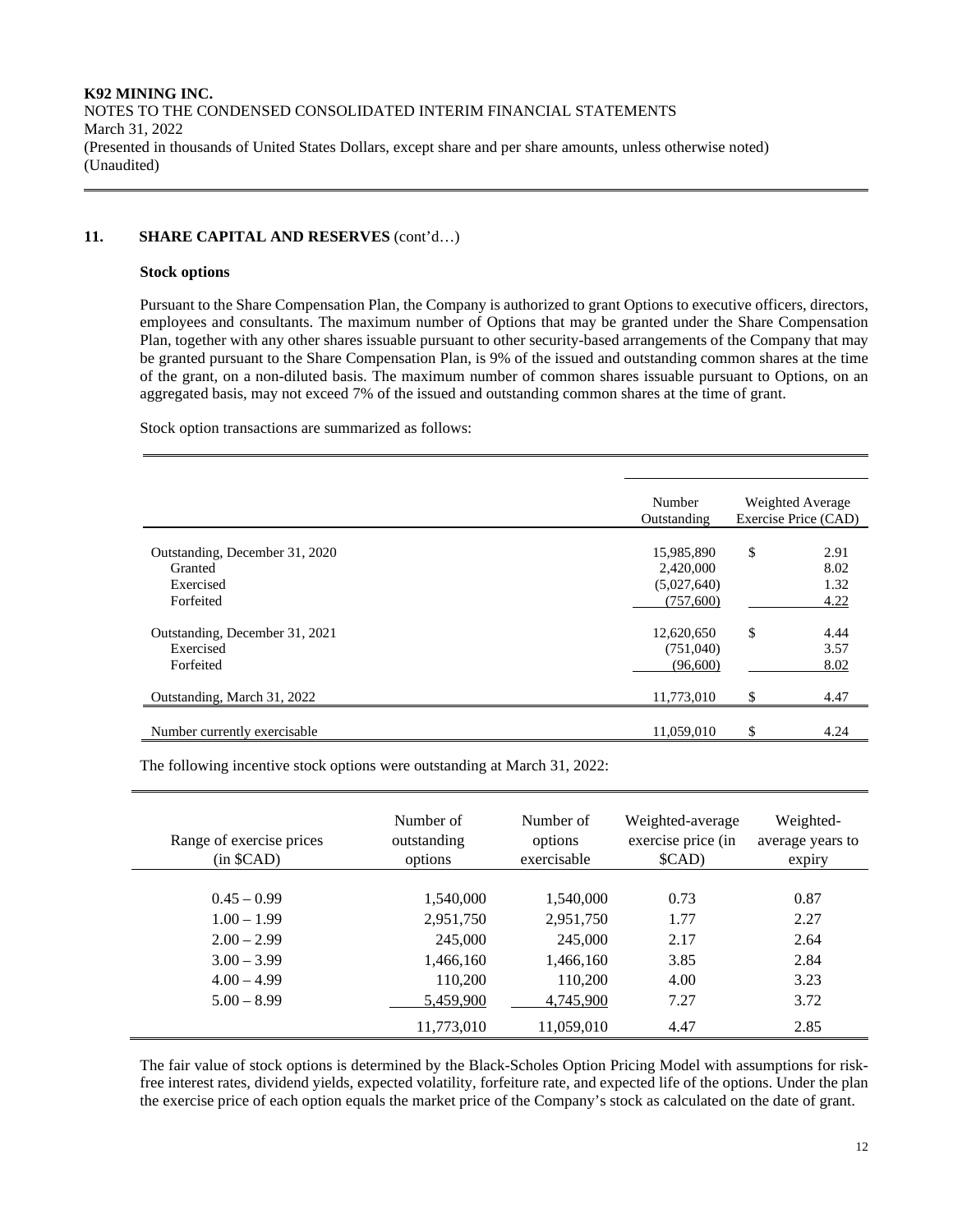## 11. SHARE CAPITAL AND RESERVES (cont'd…)

### Stock options

Pursuant to the Share Compensation Plan, the Company is authorized to grant Options to executive officers, directors, employees and consultants. The maximum number of Options that may be granted under the Share Compensation Plan, together with any other shares issuable pursuant to other security-based arrangements of the Company that may be granted pursuant to the Share Compensation Plan, is 9% of the issued and outstanding common shares at the time of the grant, on a non-diluted basis. The maximum number of common shares issuable pursuant to Options, on an aggregated basis, may not exceed 7% of the issued and outstanding common shares at the time of grant.

Stock option transactions are summarized as follows:

| | Number Outstanding | Weighted Average Exercise Price (CAD) |
|---|---|---|
| Outstanding, December 31, 2020 | 15,985,890 | $ 2.91 |
| Granted | 2,420,000 | 8.02 |
| Exercised | (5,027,640) | 1.32 |
| Forfeited | (757,600) | 4.22 |
| Outstanding, December 31, 2021 | 12,620,650 | $ 4.44 |
| Exercised | (751,040) | 3.57 |
| Forfeited | (96,600) | 8.02 |
| Outstanding, March 31, 2022 | 11,773,010 | $ 4.47 |
| Number currently exercisable | 11,059,010 | $ 4.24 |

The following incentive stock options were outstanding at March 31, 2022:

| Range of exercise prices (in $CAD) | Number of outstanding options | Number of options exercisable | Weighted-average exercise price (in $CAD) | Weighted-average years to expiry |
|---|---|---|---|---|
| 0.45 – 0.99 | 1,540,000 | 1,540,000 | 0.73 | 0.87 |
| 1.00 – 1.99 | 2,951,750 | 2,951,750 | 1.77 | 2.27 |
| 2.00 – 2.99 | 245,000 | 245,000 | 2.17 | 2.64 |
| 3.00 – 3.99 | 1,466,160 | 1,466,160 | 3.85 | 2.84 |
| 4.00 – 4.99 | 110,200 | 110,200 | 4.00 | 3.23 |
| 5.00 – 8.99 | 5,459,900 | 4,745,900 | 7.27 | 3.72 |
| | 11,773,010 | 11,059,010 | 4.47 | 2.85 |

The fair value of stock options is determined by the Black-Scholes Option Pricing Model with assumptions for risk-free interest rates, dividend yields, expected volatility, forfeiture rate, and expected life of the options. Under the plan the exercise price of each option equals the market price of the Company's stock as calculated on the date of grant.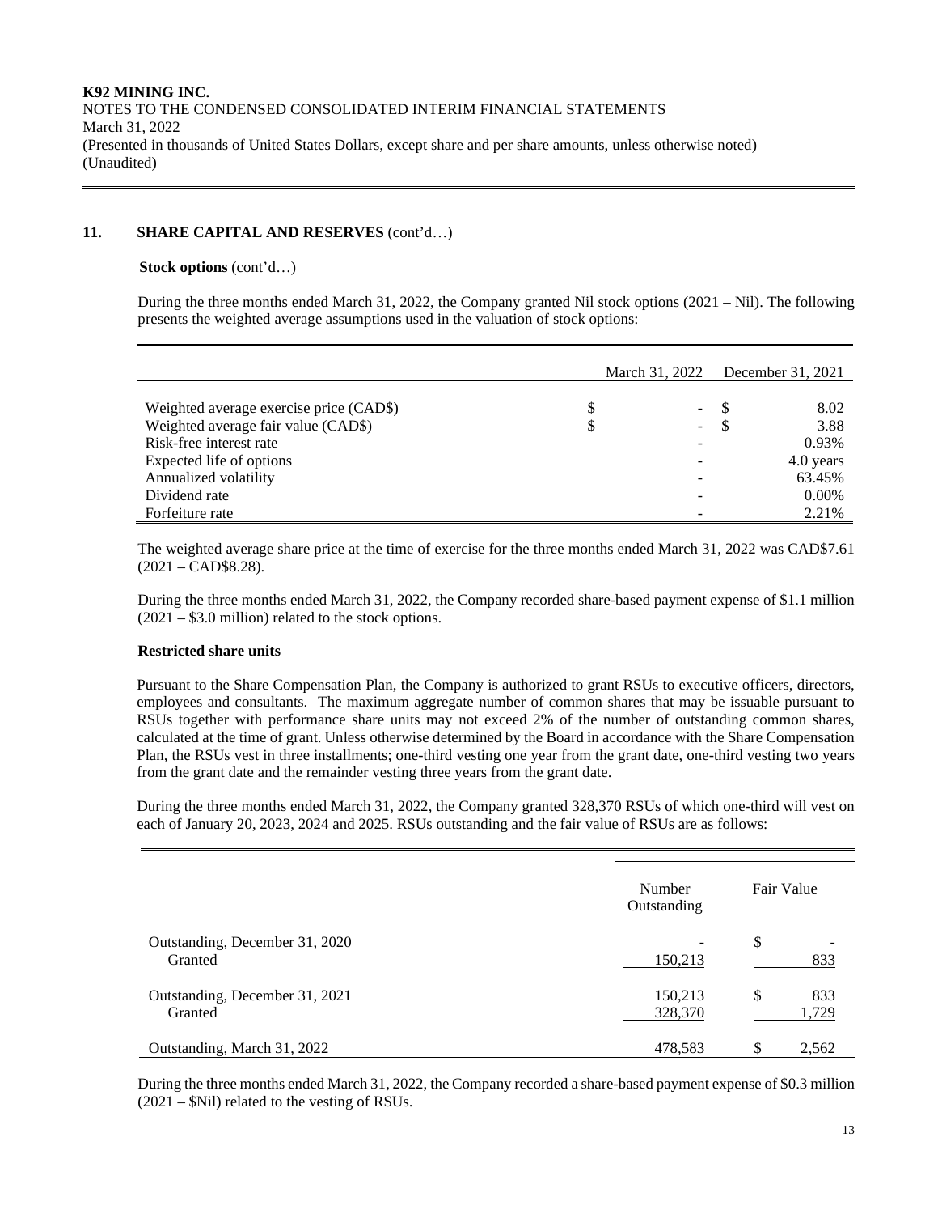## 11. SHARE CAPITAL AND RESERVES (cont'd…)

**Stock options** (cont'd…)

During the three months ended March 31, 2022, the Company granted Nil stock options (2021 – Nil). The following presents the weighted average assumptions used in the valuation of stock options:

| | March 31, 2022 | December 31, 2021 |
|---|---|---|
| Weighted average exercise price (CAD$) | $ - | $ 8.02 |
| Weighted average fair value (CAD$) | $ - | $ 3.88 |
| Risk-free interest rate | - | 0.93% |
| Expected life of options | - | 4.0 years |
| Annualized volatility | - | 63.45% |
| Dividend rate | - | 0.00% |
| Forfeiture rate | - | 2.21% |

The weighted average share price at the time of exercise for the three months ended March 31, 2022 was CAD$7.61 (2021 – CAD$8.28).

During the three months ended March 31, 2022, the Company recorded share-based payment expense of $1.1 million (2021 – $3.0 million) related to the stock options.

**Restricted share units**

Pursuant to the Share Compensation Plan, the Company is authorized to grant RSUs to executive officers, directors, employees and consultants. The maximum aggregate number of common shares that may be issuable pursuant to RSUs together with performance share units may not exceed 2% of the number of outstanding common shares, calculated at the time of grant. Unless otherwise determined by the Board in accordance with the Share Compensation Plan, the RSUs vest in three installments; one-third vesting one year from the grant date, one-third vesting two years from the grant date and the remainder vesting three years from the grant date.

During the three months ended March 31, 2022, the Company granted 328,370 RSUs of which one-third will vest on each of January 20, 2023, 2024 and 2025. RSUs outstanding and the fair value of RSUs are as follows:

| | Number Outstanding | Fair Value |
|---|---|---|
| Outstanding, December 31, 2020 | - | $ - |
| Granted | 150,213 | 833 |
| Outstanding, December 31, 2021 | 150,213 | $ 833 |
| Granted | 328,370 | 1,729 |
| Outstanding, March 31, 2022 | 478,583 | $ 2,562 |

During the three months ended March 31, 2022, the Company recorded a share-based payment expense of $0.3 million (2021 – $Nil) related to the vesting of RSUs.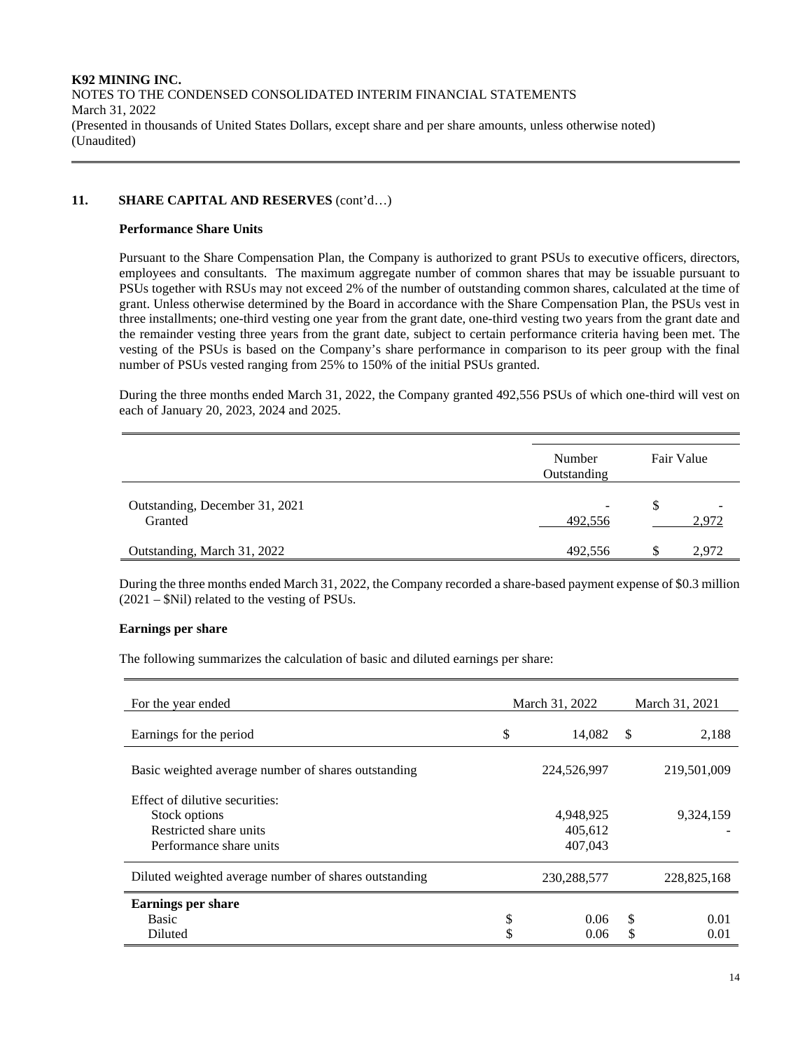## 11. SHARE CAPITAL AND RESERVES (cont'd…)

### Performance Share Units

Pursuant to the Share Compensation Plan, the Company is authorized to grant PSUs to executive officers, directors, employees and consultants. The maximum aggregate number of common shares that may be issuable pursuant to PSUs together with RSUs may not exceed 2% of the number of outstanding common shares, calculated at the time of grant. Unless otherwise determined by the Board in accordance with the Share Compensation Plan, the PSUs vest in three installments; one-third vesting one year from the grant date, one-third vesting two years from the grant date and the remainder vesting three years from the grant date, subject to certain performance criteria having been met. The vesting of the PSUs is based on the Company's share performance in comparison to its peer group with the final number of PSUs vested ranging from 25% to 150% of the initial PSUs granted.

During the three months ended March 31, 2022, the Company granted 492,556 PSUs of which one-third will vest on each of January 20, 2023, 2024 and 2025.

| | Number Outstanding | Fair Value |
|---|---|---|
| Outstanding, December 31, 2021 | - | $ - |
| Granted | 492,556 | 2,972 |
| Outstanding, March 31, 2022 | 492,556 | $ 2,972 |

During the three months ended March 31, 2022, the Company recorded a share-based payment expense of $0.3 million (2021 – $Nil) related to the vesting of PSUs.

### Earnings per share

The following summarizes the calculation of basic and diluted earnings per share:

| For the year ended | March 31, 2022 | March 31, 2021 |
|---|---|---|
| Earnings for the period | $ 14,082 | $ 2,188 |
| Basic weighted average number of shares outstanding | 224,526,997 | 219,501,009 |
| Effect of dilutive securities: | | |
| Stock options | 4,948,925 | 9,324,159 |
| Restricted share units | 405,612 | - |
| Performance share units | 407,043 | |
| Diluted weighted average number of shares outstanding | 230,288,577 | 228,825,168 |
| **Earnings per share** | | |
| Basic | $ 0.06 | $ 0.01 |
| Diluted | $ 0.06 | $ 0.01 |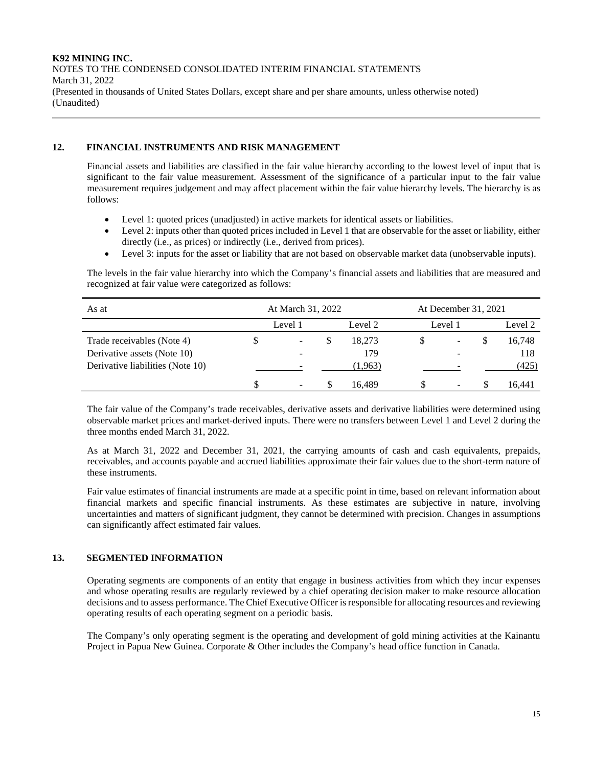## 12. FINANCIAL INSTRUMENTS AND RISK MANAGEMENT

Financial assets and liabilities are classified in the fair value hierarchy according to the lowest level of input that is significant to the fair value measurement. Assessment of the significance of a particular input to the fair value measurement requires judgement and may affect placement within the fair value hierarchy levels. The hierarchy is as follows:

- Level 1: quoted prices (unadjusted) in active markets for identical assets or liabilities.
- Level 2: inputs other than quoted prices included in Level 1 that are observable for the asset or liability, either directly (i.e., as prices) or indirectly (i.e., derived from prices).
- Level 3: inputs for the asset or liability that are not based on observable market data (unobservable inputs).

The levels in the fair value hierarchy into which the Company's financial assets and liabilities that are measured and recognized at fair value were categorized as follows:

| As at | At March 31, 2022 | | At December 31, 2021 | |
|---|---|---|---|---|
| | Level 1 | Level 2 | Level 1 | Level 2 |
| Trade receivables (Note 4) | $ - | $ 18,273 | $ - | $ 16,748 |
| Derivative assets (Note 10) | - | 179 | - | 118 |
| Derivative liabilities (Note 10) | - | (1,963) | - | (425) |
| | $ - | $ 16,489 | $ - | $ 16,441 |

The fair value of the Company's trade receivables, derivative assets and derivative liabilities were determined using observable market prices and market-derived inputs. There were no transfers between Level 1 and Level 2 during the three months ended March 31, 2022.

As at March 31, 2022 and December 31, 2021, the carrying amounts of cash and cash equivalents, prepaids, receivables, and accounts payable and accrued liabilities approximate their fair values due to the short-term nature of these instruments.

Fair value estimates of financial instruments are made at a specific point in time, based on relevant information about financial markets and specific financial instruments. As these estimates are subjective in nature, involving uncertainties and matters of significant judgment, they cannot be determined with precision. Changes in assumptions can significantly affect estimated fair values.

## 13. SEGMENTED INFORMATION

Operating segments are components of an entity that engage in business activities from which they incur expenses and whose operating results are regularly reviewed by a chief operating decision maker to make resource allocation decisions and to assess performance. The Chief Executive Officer is responsible for allocating resources and reviewing operating results of each operating segment on a periodic basis.

The Company's only operating segment is the operating and development of gold mining activities at the Kainantu Project in Papua New Guinea. Corporate & Other includes the Company's head office function in Canada.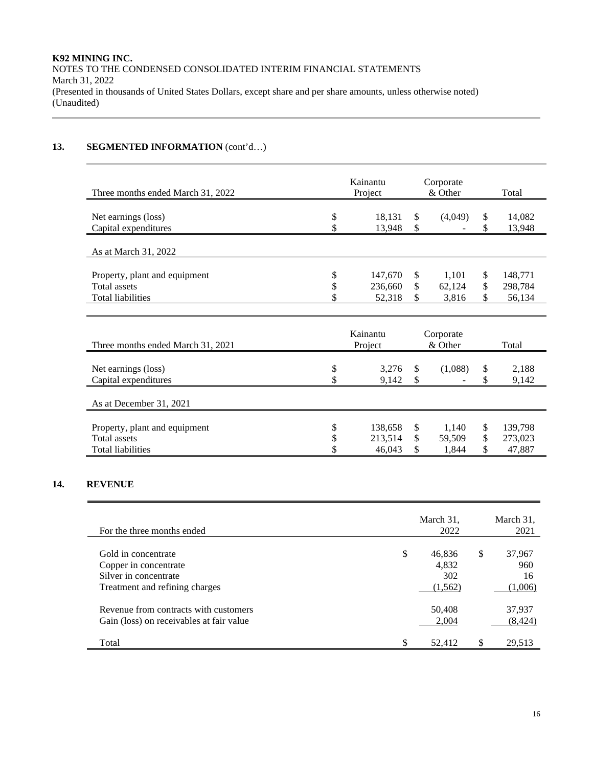**K92 MINING INC.**
NOTES TO THE CONDENSED CONSOLIDATED INTERIM FINANCIAL STATEMENTS
March 31, 2022
(Presented in thousands of United States Dollars, except share and per share amounts, unless otherwise noted)
(Unaudited)

## 13. SEGMENTED INFORMATION (cont'd…)

| Three months ended March 31, 2022 | Kainantu Project | Corporate & Other | Total |
|---|---|---|---|
| Net earnings (loss) | $ 18,131 | $ (4,049) | $ 14,082 |
| Capital expenditures | $ 13,948 | $ - | $ 13,948 |
| **As at March 31, 2022** | | | |
| Property, plant and equipment | $ 147,670 | $ 1,101 | $ 148,771 |
| Total assets | $ 236,660 | $ 62,124 | $ 298,784 |
| Total liabilities | $ 52,318 | $ 3,816 | $ 56,134 |

| Three months ended March 31, 2021 | Kainantu Project | Corporate & Other | Total |
|---|---|---|---|
| Net earnings (loss) | $ 3,276 | $ (1,088) | $ 2,188 |
| Capital expenditures | $ 9,142 | $ - | $ 9,142 |
| **As at December 31, 2021** | | | |
| Property, plant and equipment | $ 138,658 | $ 1,140 | $ 139,798 |
| Total assets | $ 213,514 | $ 59,509 | $ 273,023 |
| Total liabilities | $ 46,043 | $ 1,844 | $ 47,887 |

## 14. REVENUE

| For the three months ended | March 31, 2022 | March 31, 2021 |
|---|---|---|
| Gold in concentrate | $ 46,836 | $ 37,967 |
| Copper in concentrate | 4,832 | 960 |
| Silver in concentrate | 302 | 16 |
| Treatment and refining charges | (1,562) | (1,006) |
| Revenue from contracts with customers | 50,408 | 37,937 |
| Gain (loss) on receivables at fair value | 2,004 | (8,424) |
| Total | $ 52,412 | $ 29,513 |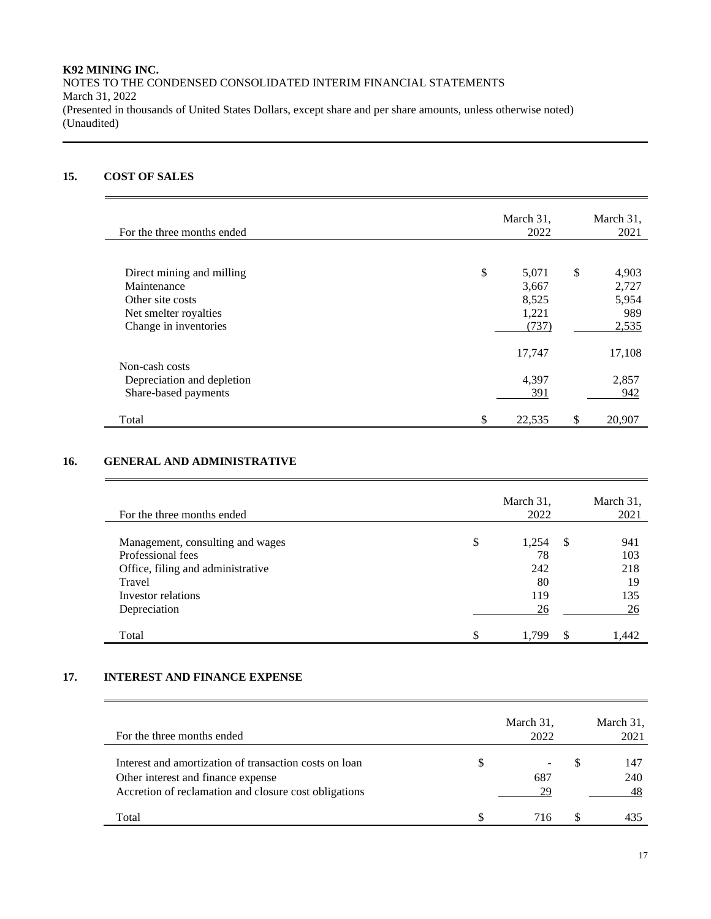**K92 MINING INC.**
NOTES TO THE CONDENSED CONSOLIDATED INTERIM FINANCIAL STATEMENTS
March 31, 2022
(Presented in thousands of United States Dollars, except share and per share amounts, unless otherwise noted)
(Unaudited)

## 15. COST OF SALES

| For the three months ended | March 31, 2022 | March 31, 2021 |
|---|---|---|
| Direct mining and milling | $ 5,071 | $ 4,903 |
| Maintenance | 3,667 | 2,727 |
| Other site costs | 8,525 | 5,954 |
| Net smelter royalties | 1,221 | 989 |
| Change in inventories | (737) | 2,535 |
| | 17,747 | 17,108 |
| Non-cash costs | | |
| Depreciation and depletion | 4,397 | 2,857 |
| Share-based payments | 391 | 942 |
| Total | $ 22,535 | $ 20,907 |

## 16. GENERAL AND ADMINISTRATIVE

| For the three months ended | March 31, 2022 | March 31, 2021 |
|---|---|---|
| Management, consulting and wages | $ 1,254 | $ 941 |
| Professional fees | 78 | 103 |
| Office, filing and administrative | 242 | 218 |
| Travel | 80 | 19 |
| Investor relations | 119 | 135 |
| Depreciation | 26 | 26 |
| Total | $ 1,799 | $ 1,442 |

## 17. INTEREST AND FINANCE EXPENSE

| For the three months ended | March 31, 2022 | March 31, 2021 |
|---|---|---|
| Interest and amortization of transaction costs on loan | $ - | $ 147 |
| Other interest and finance expense | 687 | 240 |
| Accretion of reclamation and closure cost obligations | 29 | 48 |
| Total | $ 716 | $ 435 |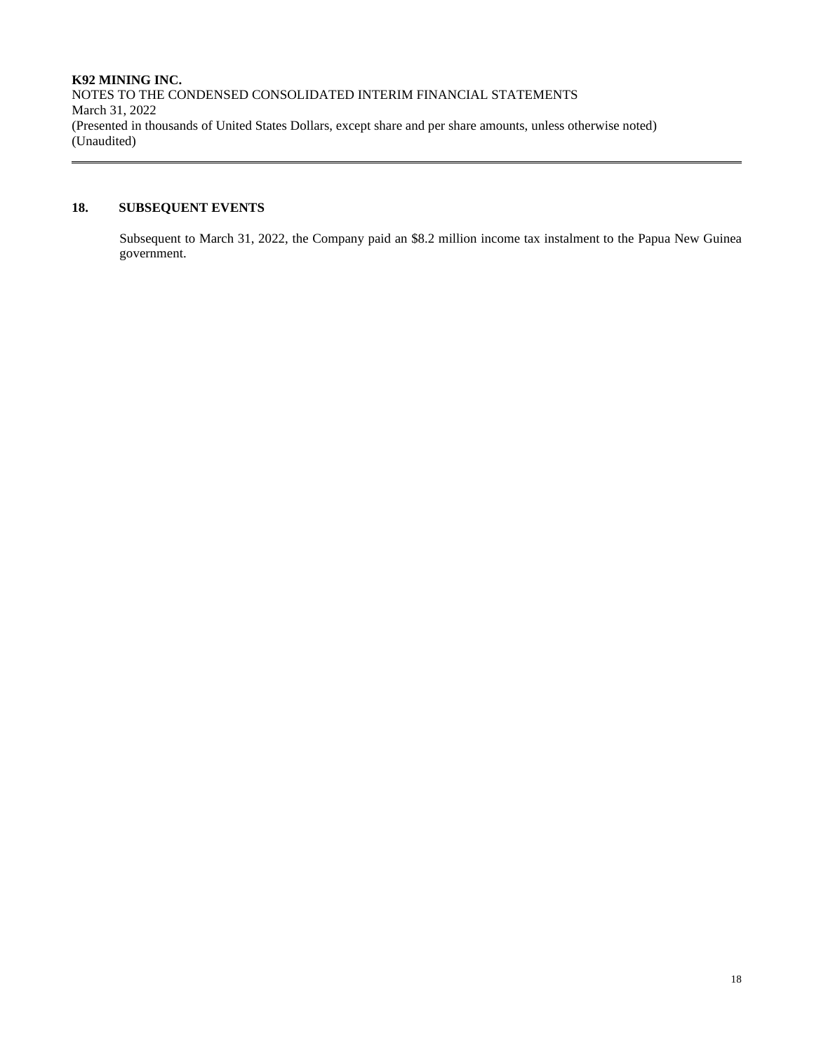## 18. SUBSEQUENT EVENTS

Subsequent to March 31, 2022, the Company paid an $8.2 million income tax instalment to the Papua New Guinea government.